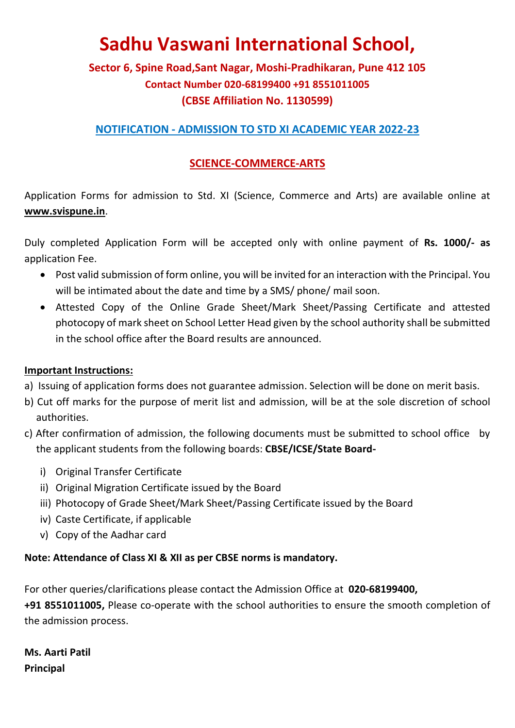# Sadhu Vaswani International School,

### Sector 6, Spine Road,Sant Nagar, Moshi-Pradhikaran, Pune 412 105
### Contact Number 020-68199400 +91 8551011005
### (CBSE Affiliation No. 1130599)

## NOTIFICATION - ADMISSION TO STD XI ACADEMIC YEAR 2022-23

## SCIENCE-COMMERCE-ARTS

Application Forms for admission to Std. XI (Science, Commerce and Arts) are available online at **www.svispune.in**.

Duly completed Application Form will be accepted only with online payment of **Rs. 1000/- as** application Fee.

- Post valid submission of form online, you will be invited for an interaction with the Principal. You will be intimated about the date and time by a SMS/ phone/ mail soon.
- Attested Copy of the Online Grade Sheet/Mark Sheet/Passing Certificate and attested photocopy of mark sheet on School Letter Head given by the school authority shall be submitted in the school office after the Board results are announced.

**Important Instructions:**

a) Issuing of application forms does not guarantee admission. Selection will be done on merit basis.

b) Cut off marks for the purpose of merit list and admission, will be at the sole discretion of school authorities.

c) After confirmation of admission, the following documents must be submitted to school office by the applicant students from the following boards: **CBSE/ICSE/State Board-**

   i) Original Transfer Certificate
   ii) Original Migration Certificate issued by the Board
   iii) Photocopy of Grade Sheet/Mark Sheet/Passing Certificate issued by the Board
   iv) Caste Certificate, if applicable
   v) Copy of the Aadhar card

**Note: Attendance of Class XI & XII as per CBSE norms is mandatory.**

For other queries/clarifications please contact the Admission Office at **020-68199400, +91 8551011005,** Please co-operate with the school authorities to ensure the smooth completion of the admission process.

**Ms. Aarti Patil**
**Principal**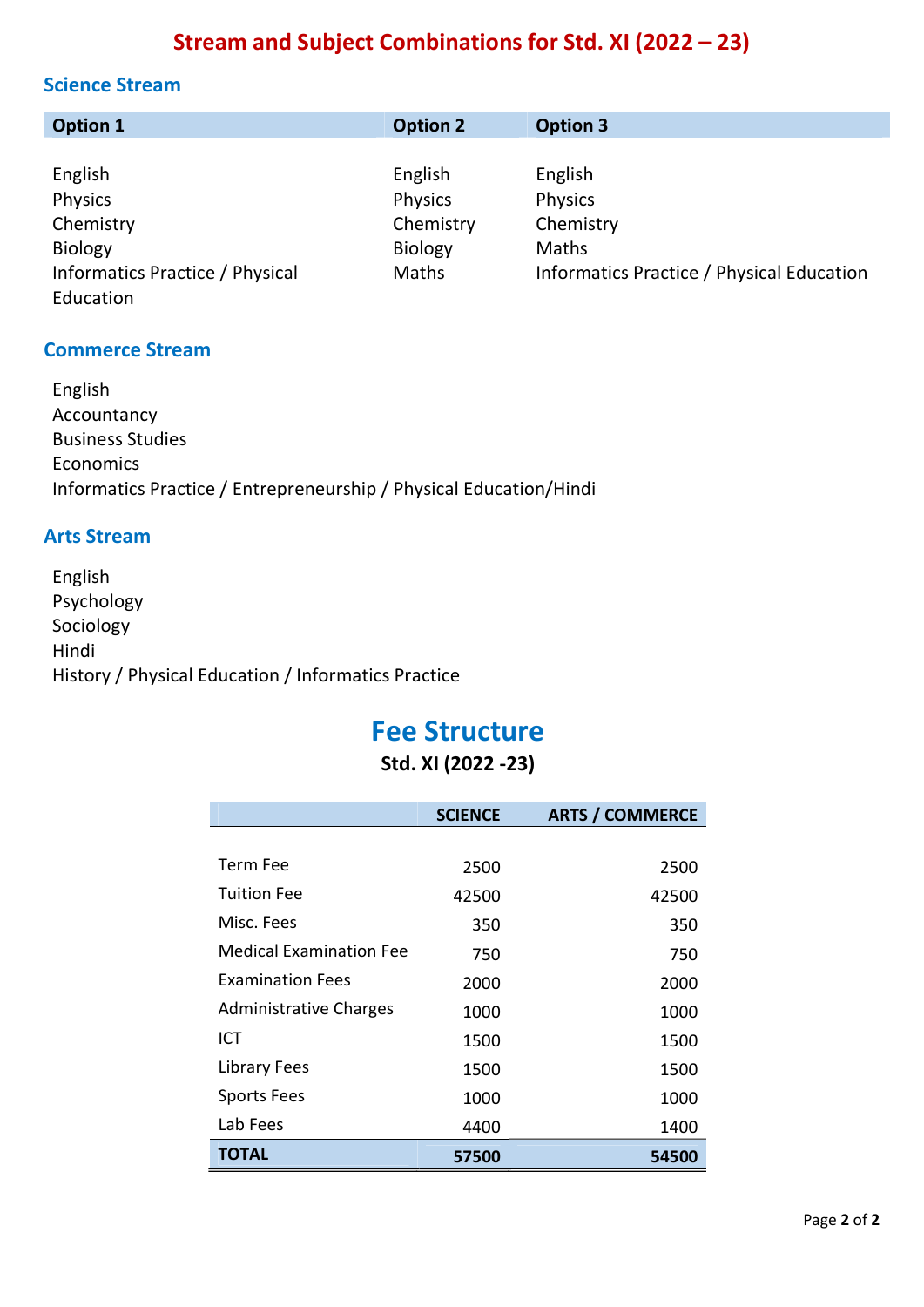# Stream and Subject Combinations for Std. XI (2022 – 23)

## Science Stream

| Option 1 | Option 2 | Option 3 |
|---|---|---|
| English | English | English |
| Physics | Physics | Physics |
| Chemistry | Chemistry | Chemistry |
| Biology | Biology | Maths |
| Informatics Practice / Physical Education | Maths | Informatics Practice / Physical Education |

## Commerce Stream

English
Accountancy
Business Studies
Economics
Informatics Practice / Entrepreneurship / Physical Education/Hindi

## Arts Stream

English
Psychology
Sociology
Hindi
History / Physical Education / Informatics Practice

# Fee Structure

### Std. XI (2022 -23)

| | SCIENCE | ARTS / COMMERCE |
|---|---|---|
| Term Fee | 2500 | 2500 |
| Tuition Fee | 42500 | 42500 |
| Misc. Fees | 350 | 350 |
| Medical Examination Fee | 750 | 750 |
| Examination Fees | 2000 | 2000 |
| Administrative Charges | 1000 | 1000 |
| ICT | 1500 | 1500 |
| Library Fees | 1500 | 1500 |
| Sports Fees | 1000 | 1000 |
| Lab Fees | 4400 | 1400 |
| **TOTAL** | **57500** | **54500** |